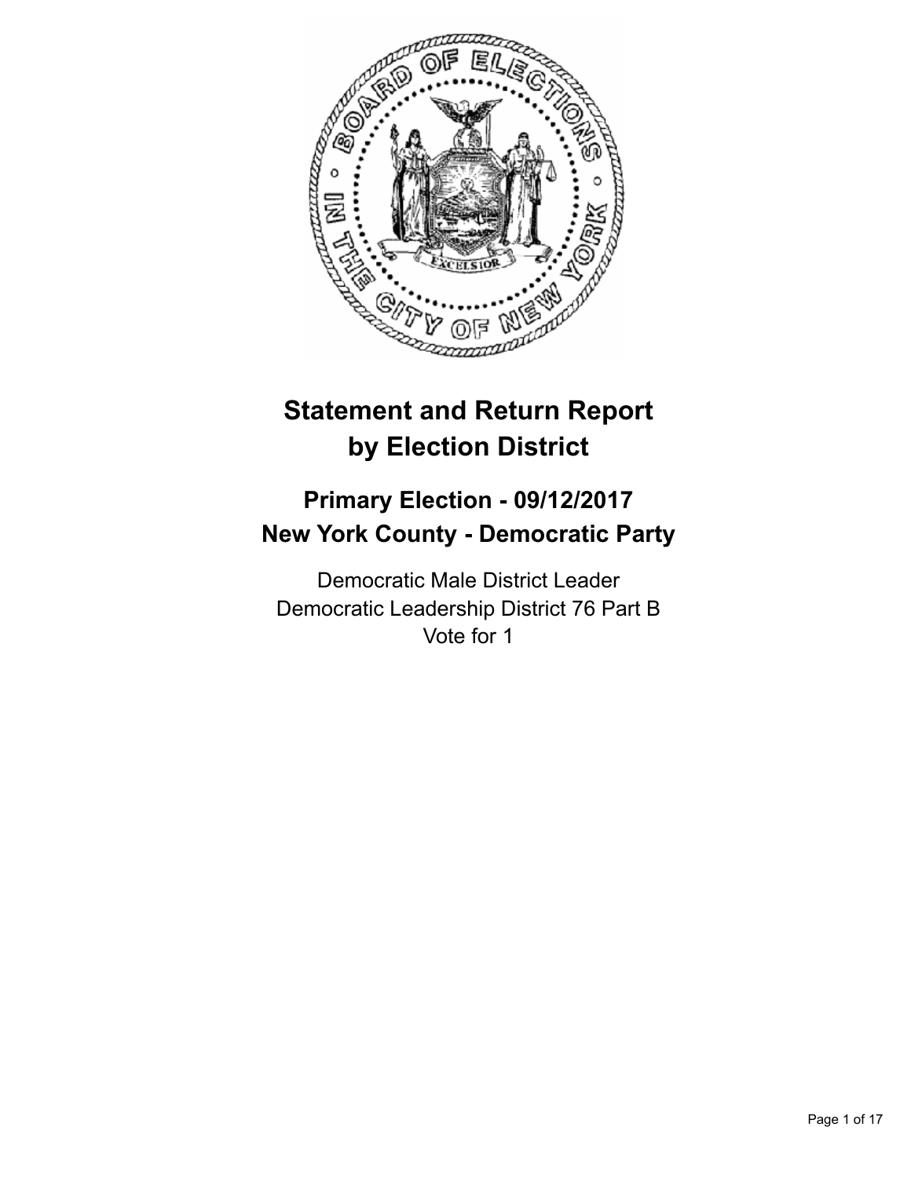# Statement and Return Report by Election District

## Primary Election - 09/12/2017
## New York County - Democratic Party

Democratic Male District Leader
Democratic Leadership District 76 Part B
Vote for 1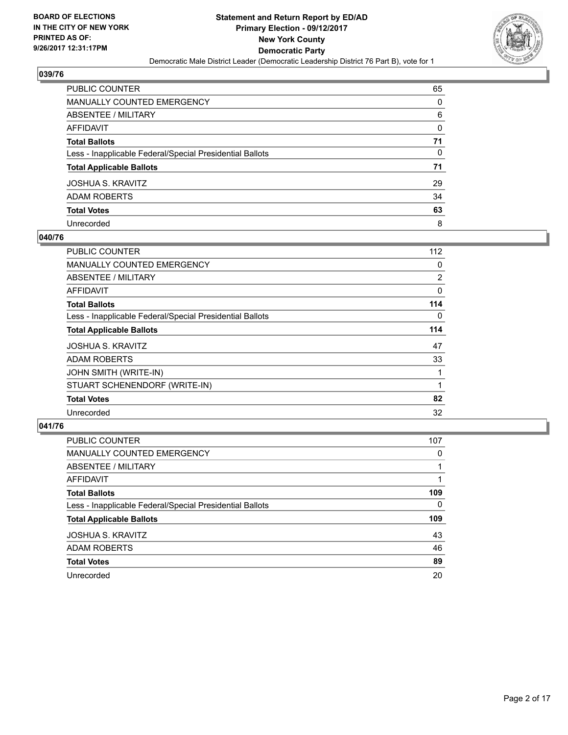## 039/76

| | |
|---|---|
| PUBLIC COUNTER | 65 |
| MANUALLY COUNTED EMERGENCY | 0 |
| ABSENTEE / MILITARY | 6 |
| AFFIDAVIT | 0 |
| **Total Ballots** | **71** |
| Less - Inapplicable Federal/Special Presidential Ballots | 0 |
| **Total Applicable Ballots** | **71** |
| JOSHUA S. KRAVITZ | 29 |
| ADAM ROBERTS | 34 |
| **Total Votes** | **63** |
| Unrecorded | 8 |

## 040/76

| | |
|---|---|
| PUBLIC COUNTER | 112 |
| MANUALLY COUNTED EMERGENCY | 0 |
| ABSENTEE / MILITARY | 2 |
| AFFIDAVIT | 0 |
| **Total Ballots** | **114** |
| Less - Inapplicable Federal/Special Presidential Ballots | 0 |
| **Total Applicable Ballots** | **114** |
| JOSHUA S. KRAVITZ | 47 |
| ADAM ROBERTS | 33 |
| JOHN SMITH (WRITE-IN) | 1 |
| STUART SCHENENDORF (WRITE-IN) | 1 |
| **Total Votes** | **82** |
| Unrecorded | 32 |

## 041/76

| | |
|---|---|
| PUBLIC COUNTER | 107 |
| MANUALLY COUNTED EMERGENCY | 0 |
| ABSENTEE / MILITARY | 1 |
| AFFIDAVIT | 1 |
| **Total Ballots** | **109** |
| Less - Inapplicable Federal/Special Presidential Ballots | 0 |
| **Total Applicable Ballots** | **109** |
| JOSHUA S. KRAVITZ | 43 |
| ADAM ROBERTS | 46 |
| **Total Votes** | **89** |
| Unrecorded | 20 |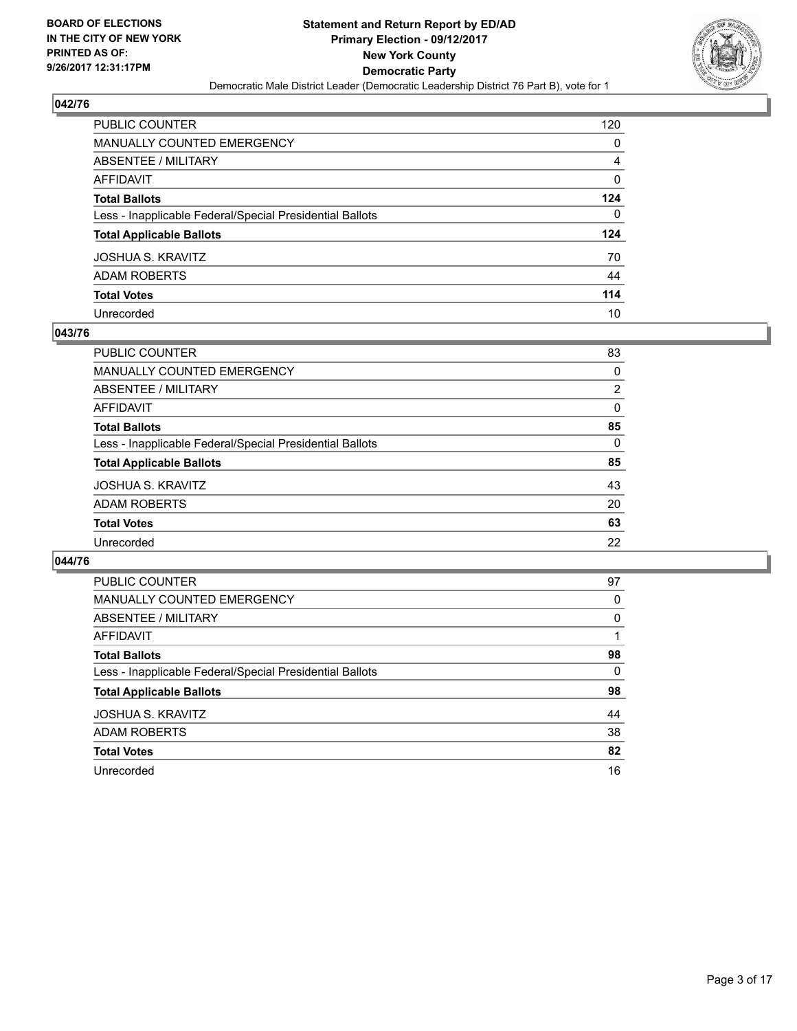## 042/76

| | |
|---|---|
| PUBLIC COUNTER | 120 |
| MANUALLY COUNTED EMERGENCY | 0 |
| ABSENTEE / MILITARY | 4 |
| AFFIDAVIT | 0 |
| **Total Ballots** | **124** |
| Less - Inapplicable Federal/Special Presidential Ballots | 0 |
| **Total Applicable Ballots** | **124** |
| JOSHUA S. KRAVITZ | 70 |
| ADAM ROBERTS | 44 |
| **Total Votes** | **114** |
| Unrecorded | 10 |

## 043/76

| | |
|---|---|
| PUBLIC COUNTER | 83 |
| MANUALLY COUNTED EMERGENCY | 0 |
| ABSENTEE / MILITARY | 2 |
| AFFIDAVIT | 0 |
| **Total Ballots** | **85** |
| Less - Inapplicable Federal/Special Presidential Ballots | 0 |
| **Total Applicable Ballots** | **85** |
| JOSHUA S. KRAVITZ | 43 |
| ADAM ROBERTS | 20 |
| **Total Votes** | **63** |
| Unrecorded | 22 |

## 044/76

| | |
|---|---|
| PUBLIC COUNTER | 97 |
| MANUALLY COUNTED EMERGENCY | 0 |
| ABSENTEE / MILITARY | 0 |
| AFFIDAVIT | 1 |
| **Total Ballots** | **98** |
| Less - Inapplicable Federal/Special Presidential Ballots | 0 |
| **Total Applicable Ballots** | **98** |
| JOSHUA S. KRAVITZ | 44 |
| ADAM ROBERTS | 38 |
| **Total Votes** | **82** |
| Unrecorded | 16 |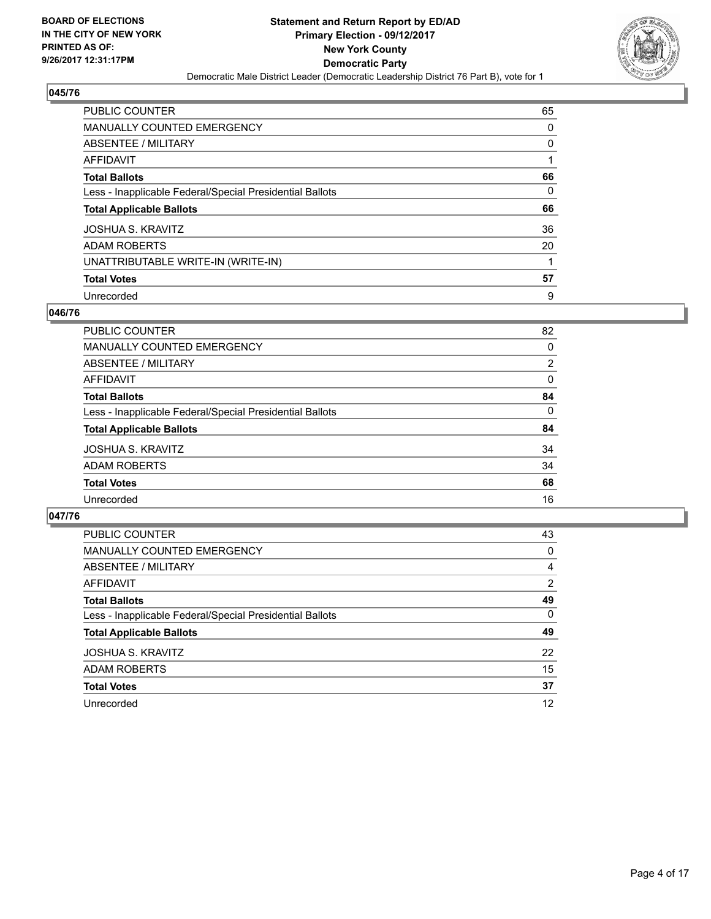**BOARD OF ELECTIONS IN THE CITY OF NEW YORK PRINTED AS OF: 9/26/2017 12:31:17PM**

**Statement and Return Report by ED/AD Primary Election - 09/12/2017 New York County Democratic Party**

Democratic Male District Leader (Democratic Leadership District 76 Part B), vote for 1

## 045/76

| | |
|---|---|
| PUBLIC COUNTER | 65 |
| MANUALLY COUNTED EMERGENCY | 0 |
| ABSENTEE / MILITARY | 0 |
| AFFIDAVIT | 1 |
| **Total Ballots** | **66** |
| Less - Inapplicable Federal/Special Presidential Ballots | 0 |
| **Total Applicable Ballots** | **66** |
| JOSHUA S. KRAVITZ | 36 |
| ADAM ROBERTS | 20 |
| UNATTRIBUTABLE WRITE-IN (WRITE-IN) | 1 |
| **Total Votes** | **57** |
| Unrecorded | 9 |

## 046/76

| | |
|---|---|
| PUBLIC COUNTER | 82 |
| MANUALLY COUNTED EMERGENCY | 0 |
| ABSENTEE / MILITARY | 2 |
| AFFIDAVIT | 0 |
| **Total Ballots** | **84** |
| Less - Inapplicable Federal/Special Presidential Ballots | 0 |
| **Total Applicable Ballots** | **84** |
| JOSHUA S. KRAVITZ | 34 |
| ADAM ROBERTS | 34 |
| **Total Votes** | **68** |
| Unrecorded | 16 |

## 047/76

| | |
|---|---|
| PUBLIC COUNTER | 43 |
| MANUALLY COUNTED EMERGENCY | 0 |
| ABSENTEE / MILITARY | 4 |
| AFFIDAVIT | 2 |
| **Total Ballots** | **49** |
| Less - Inapplicable Federal/Special Presidential Ballots | 0 |
| **Total Applicable Ballots** | **49** |
| JOSHUA S. KRAVITZ | 22 |
| ADAM ROBERTS | 15 |
| **Total Votes** | **37** |
| Unrecorded | 12 |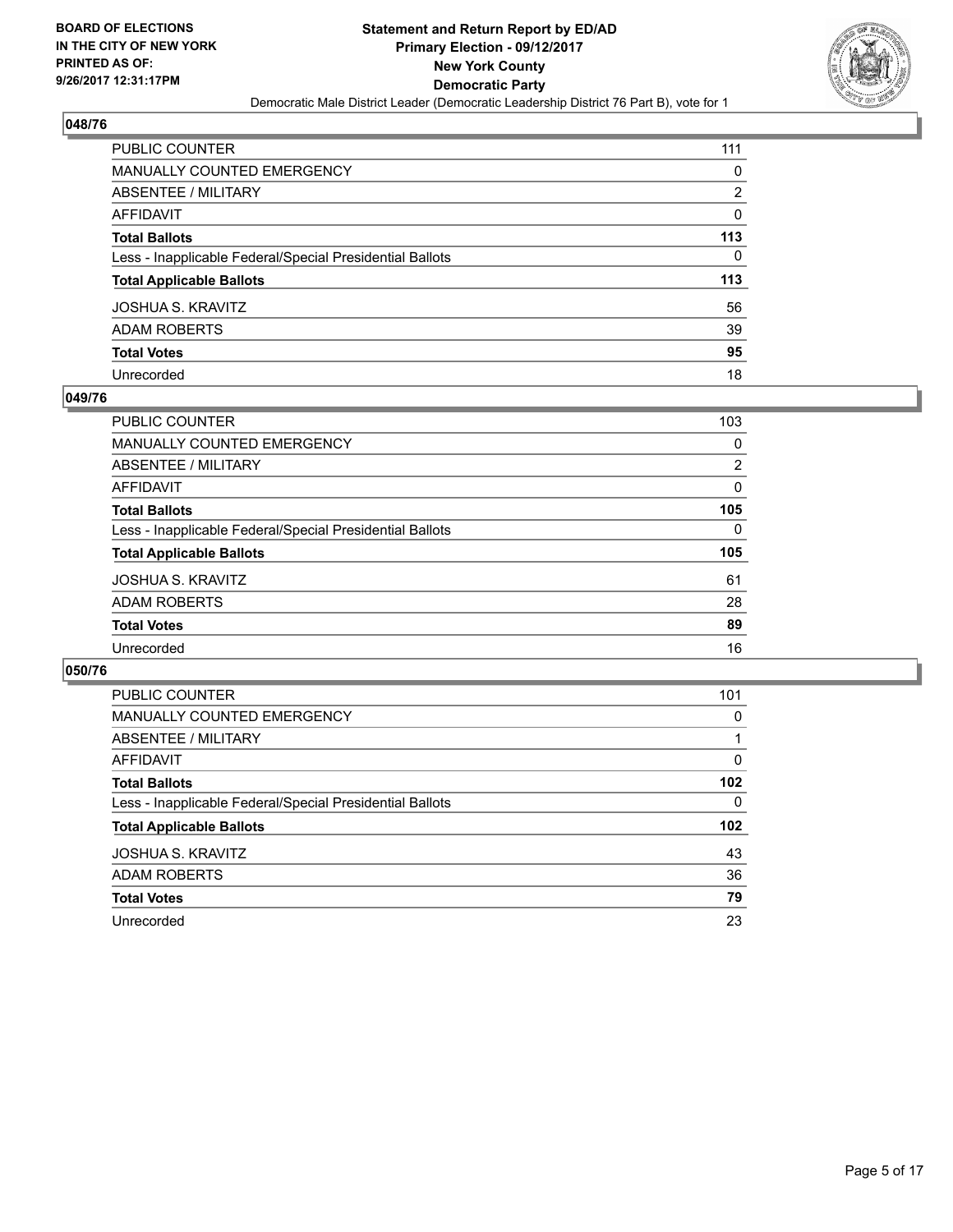BOARD OF ELECTIONS
IN THE CITY OF NEW YORK
PRINTED AS OF:
9/26/2017 12:31:17PM

**Statement and Return Report by ED/AD**
**Primary Election - 09/12/2017**
**New York County**
**Democratic Party**
Democratic Male District Leader (Democratic Leadership District 76 Part B), vote for 1

## 048/76

| | |
|---|---|
| PUBLIC COUNTER | 111 |
| MANUALLY COUNTED EMERGENCY | 0 |
| ABSENTEE / MILITARY | 2 |
| AFFIDAVIT | 0 |
| **Total Ballots** | **113** |
| Less - Inapplicable Federal/Special Presidential Ballots | 0 |
| **Total Applicable Ballots** | **113** |
| JOSHUA S. KRAVITZ | 56 |
| ADAM ROBERTS | 39 |
| **Total Votes** | **95** |
| Unrecorded | 18 |

## 049/76

| | |
|---|---|
| PUBLIC COUNTER | 103 |
| MANUALLY COUNTED EMERGENCY | 0 |
| ABSENTEE / MILITARY | 2 |
| AFFIDAVIT | 0 |
| **Total Ballots** | **105** |
| Less - Inapplicable Federal/Special Presidential Ballots | 0 |
| **Total Applicable Ballots** | **105** |
| JOSHUA S. KRAVITZ | 61 |
| ADAM ROBERTS | 28 |
| **Total Votes** | **89** |
| Unrecorded | 16 |

## 050/76

| | |
|---|---|
| PUBLIC COUNTER | 101 |
| MANUALLY COUNTED EMERGENCY | 0 |
| ABSENTEE / MILITARY | 1 |
| AFFIDAVIT | 0 |
| **Total Ballots** | **102** |
| Less - Inapplicable Federal/Special Presidential Ballots | 0 |
| **Total Applicable Ballots** | **102** |
| JOSHUA S. KRAVITZ | 43 |
| ADAM ROBERTS | 36 |
| **Total Votes** | **79** |
| Unrecorded | 23 |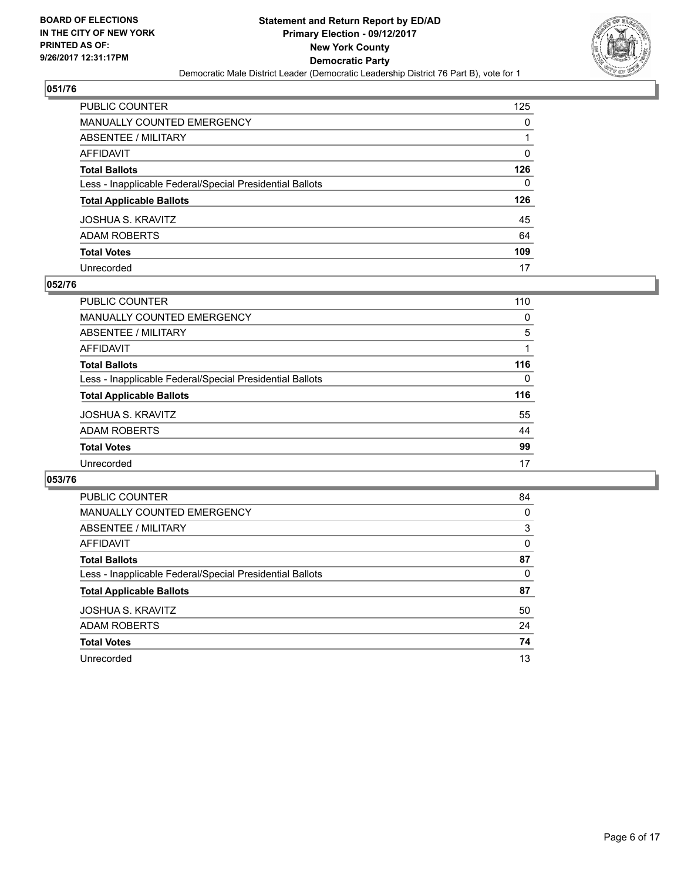BOARD OF ELECTIONS
IN THE CITY OF NEW YORK
PRINTED AS OF:
9/26/2017 12:31:17PM

**Statement and Return Report by ED/AD**
**Primary Election - 09/12/2017**
**New York County**
**Democratic Party**
Democratic Male District Leader (Democratic Leadership District 76 Part B), vote for 1

### 051/76

| | |
|---|---|
| PUBLIC COUNTER | 125 |
| MANUALLY COUNTED EMERGENCY | 0 |
| ABSENTEE / MILITARY | 1 |
| AFFIDAVIT | 0 |
| **Total Ballots** | **126** |
| Less - Inapplicable Federal/Special Presidential Ballots | 0 |
| **Total Applicable Ballots** | **126** |
| JOSHUA S. KRAVITZ | 45 |
| ADAM ROBERTS | 64 |
| **Total Votes** | **109** |
| Unrecorded | 17 |

### 052/76

| | |
|---|---|
| PUBLIC COUNTER | 110 |
| MANUALLY COUNTED EMERGENCY | 0 |
| ABSENTEE / MILITARY | 5 |
| AFFIDAVIT | 1 |
| **Total Ballots** | **116** |
| Less - Inapplicable Federal/Special Presidential Ballots | 0 |
| **Total Applicable Ballots** | **116** |
| JOSHUA S. KRAVITZ | 55 |
| ADAM ROBERTS | 44 |
| **Total Votes** | **99** |
| Unrecorded | 17 |

### 053/76

| | |
|---|---|
| PUBLIC COUNTER | 84 |
| MANUALLY COUNTED EMERGENCY | 0 |
| ABSENTEE / MILITARY | 3 |
| AFFIDAVIT | 0 |
| **Total Ballots** | **87** |
| Less - Inapplicable Federal/Special Presidential Ballots | 0 |
| **Total Applicable Ballots** | **87** |
| JOSHUA S. KRAVITZ | 50 |
| ADAM ROBERTS | 24 |
| **Total Votes** | **74** |
| Unrecorded | 13 |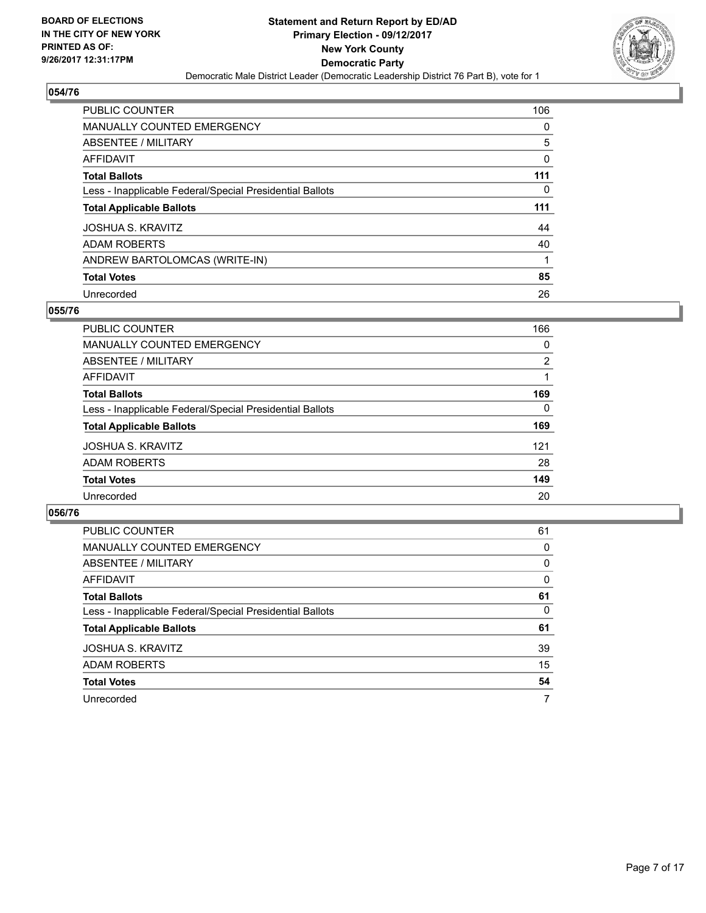**BOARD OF ELECTIONS IN THE CITY OF NEW YORK PRINTED AS OF: 9/26/2017 12:31:17PM**

**Statement and Return Report by ED/AD Primary Election - 09/12/2017 New York County Democratic Party**

Democratic Male District Leader (Democratic Leadership District 76 Part B), vote for 1

## 054/76

| | |
|---|---|
| PUBLIC COUNTER | 106 |
| MANUALLY COUNTED EMERGENCY | 0 |
| ABSENTEE / MILITARY | 5 |
| AFFIDAVIT | 0 |
| **Total Ballots** | **111** |
| Less - Inapplicable Federal/Special Presidential Ballots | 0 |
| **Total Applicable Ballots** | **111** |
| JOSHUA S. KRAVITZ | 44 |
| ADAM ROBERTS | 40 |
| ANDREW BARTOLOMCAS (WRITE-IN) | 1 |
| **Total Votes** | **85** |
| Unrecorded | 26 |

## 055/76

| | |
|---|---|
| PUBLIC COUNTER | 166 |
| MANUALLY COUNTED EMERGENCY | 0 |
| ABSENTEE / MILITARY | 2 |
| AFFIDAVIT | 1 |
| **Total Ballots** | **169** |
| Less - Inapplicable Federal/Special Presidential Ballots | 0 |
| **Total Applicable Ballots** | **169** |
| JOSHUA S. KRAVITZ | 121 |
| ADAM ROBERTS | 28 |
| **Total Votes** | **149** |
| Unrecorded | 20 |

## 056/76

| | |
|---|---|
| PUBLIC COUNTER | 61 |
| MANUALLY COUNTED EMERGENCY | 0 |
| ABSENTEE / MILITARY | 0 |
| AFFIDAVIT | 0 |
| **Total Ballots** | **61** |
| Less - Inapplicable Federal/Special Presidential Ballots | 0 |
| **Total Applicable Ballots** | **61** |
| JOSHUA S. KRAVITZ | 39 |
| ADAM ROBERTS | 15 |
| **Total Votes** | **54** |
| Unrecorded | 7 |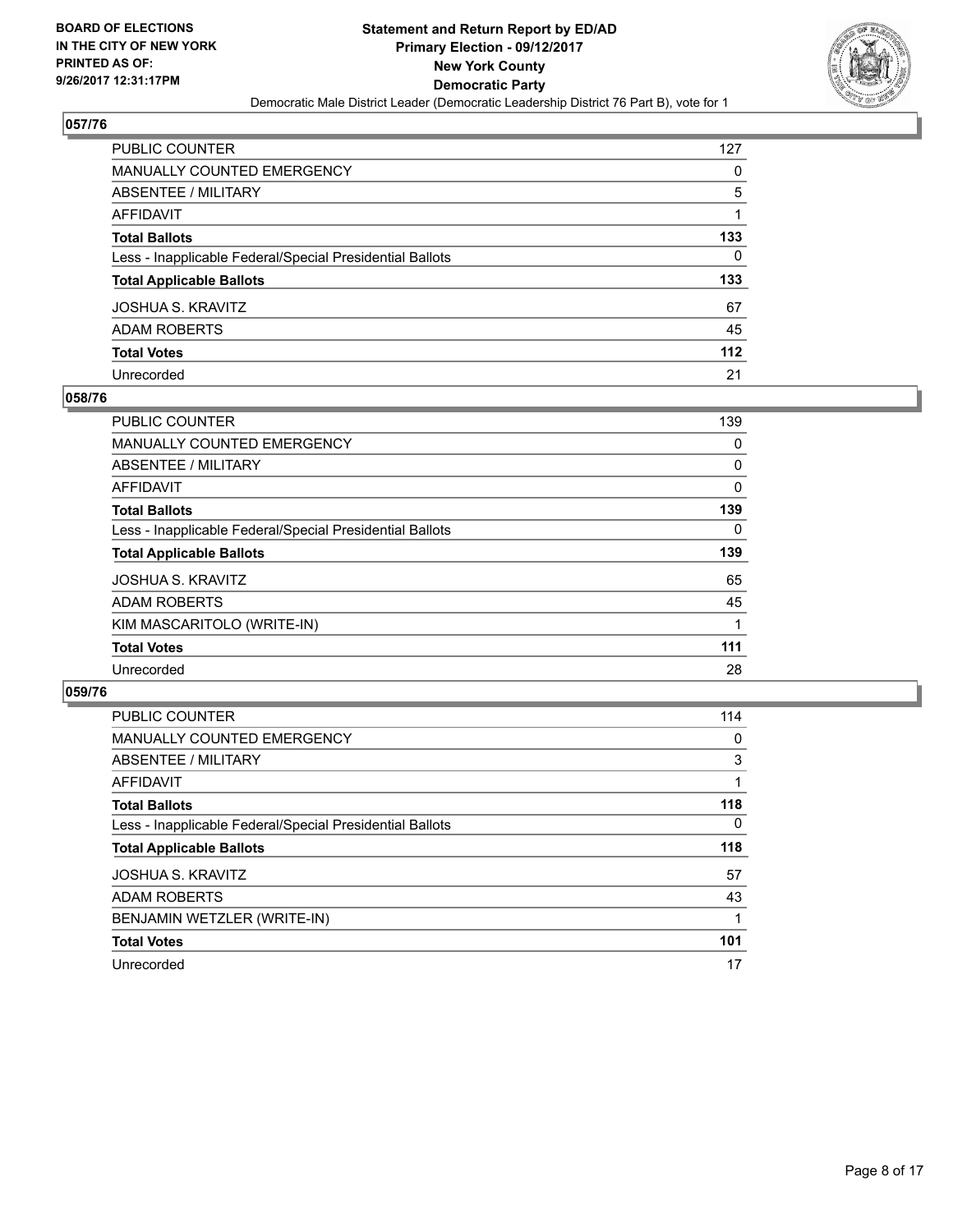BOARD OF ELECTIONS
IN THE CITY OF NEW YORK
PRINTED AS OF:
9/26/2017 12:31:17PM

**Statement and Return Report by ED/AD**
**Primary Election - 09/12/2017**
**New York County**
**Democratic Party**
Democratic Male District Leader (Democratic Leadership District 76 Part B), vote for 1

## 057/76

| | |
|---|---|
| PUBLIC COUNTER | 127 |
| MANUALLY COUNTED EMERGENCY | 0 |
| ABSENTEE / MILITARY | 5 |
| AFFIDAVIT | 1 |
| **Total Ballots** | **133** |
| Less - Inapplicable Federal/Special Presidential Ballots | 0 |
| **Total Applicable Ballots** | **133** |
| JOSHUA S. KRAVITZ | 67 |
| ADAM ROBERTS | 45 |
| **Total Votes** | **112** |
| Unrecorded | 21 |

## 058/76

| | |
|---|---|
| PUBLIC COUNTER | 139 |
| MANUALLY COUNTED EMERGENCY | 0 |
| ABSENTEE / MILITARY | 0 |
| AFFIDAVIT | 0 |
| **Total Ballots** | **139** |
| Less - Inapplicable Federal/Special Presidential Ballots | 0 |
| **Total Applicable Ballots** | **139** |
| JOSHUA S. KRAVITZ | 65 |
| ADAM ROBERTS | 45 |
| KIM MASCARITOLO (WRITE-IN) | 1 |
| **Total Votes** | **111** |
| Unrecorded | 28 |

## 059/76

| | |
|---|---|
| PUBLIC COUNTER | 114 |
| MANUALLY COUNTED EMERGENCY | 0 |
| ABSENTEE / MILITARY | 3 |
| AFFIDAVIT | 1 |
| **Total Ballots** | **118** |
| Less - Inapplicable Federal/Special Presidential Ballots | 0 |
| **Total Applicable Ballots** | **118** |
| JOSHUA S. KRAVITZ | 57 |
| ADAM ROBERTS | 43 |
| BENJAMIN WETZLER (WRITE-IN) | 1 |
| **Total Votes** | **101** |
| Unrecorded | 17 |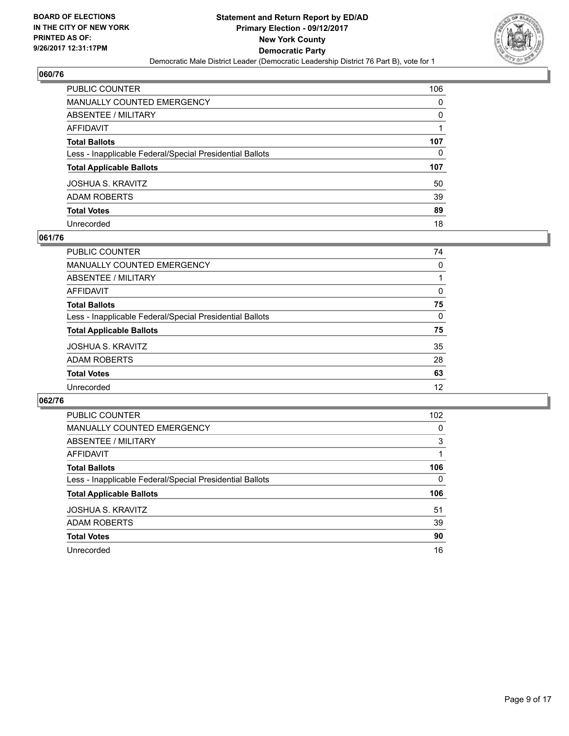**BOARD OF ELECTIONS IN THE CITY OF NEW YORK PRINTED AS OF: 9/26/2017 12:31:17PM**

**Statement and Return Report by ED/AD Primary Election - 09/12/2017 New York County Democratic Party**

Democratic Male District Leader (Democratic Leadership District 76 Part B), vote for 1

### 060/76

| | |
|---|---|
| PUBLIC COUNTER | 106 |
| MANUALLY COUNTED EMERGENCY | 0 |
| ABSENTEE / MILITARY | 0 |
| AFFIDAVIT | 1 |
| **Total Ballots** | **107** |
| Less - Inapplicable Federal/Special Presidential Ballots | 0 |
| **Total Applicable Ballots** | **107** |
| JOSHUA S. KRAVITZ | 50 |
| ADAM ROBERTS | 39 |
| **Total Votes** | **89** |
| Unrecorded | 18 |

### 061/76

| | |
|---|---|
| PUBLIC COUNTER | 74 |
| MANUALLY COUNTED EMERGENCY | 0 |
| ABSENTEE / MILITARY | 1 |
| AFFIDAVIT | 0 |
| **Total Ballots** | **75** |
| Less - Inapplicable Federal/Special Presidential Ballots | 0 |
| **Total Applicable Ballots** | **75** |
| JOSHUA S. KRAVITZ | 35 |
| ADAM ROBERTS | 28 |
| **Total Votes** | **63** |
| Unrecorded | 12 |

### 062/76

| | |
|---|---|
| PUBLIC COUNTER | 102 |
| MANUALLY COUNTED EMERGENCY | 0 |
| ABSENTEE / MILITARY | 3 |
| AFFIDAVIT | 1 |
| **Total Ballots** | **106** |
| Less - Inapplicable Federal/Special Presidential Ballots | 0 |
| **Total Applicable Ballots** | **106** |
| JOSHUA S. KRAVITZ | 51 |
| ADAM ROBERTS | 39 |
| **Total Votes** | **90** |
| Unrecorded | 16 |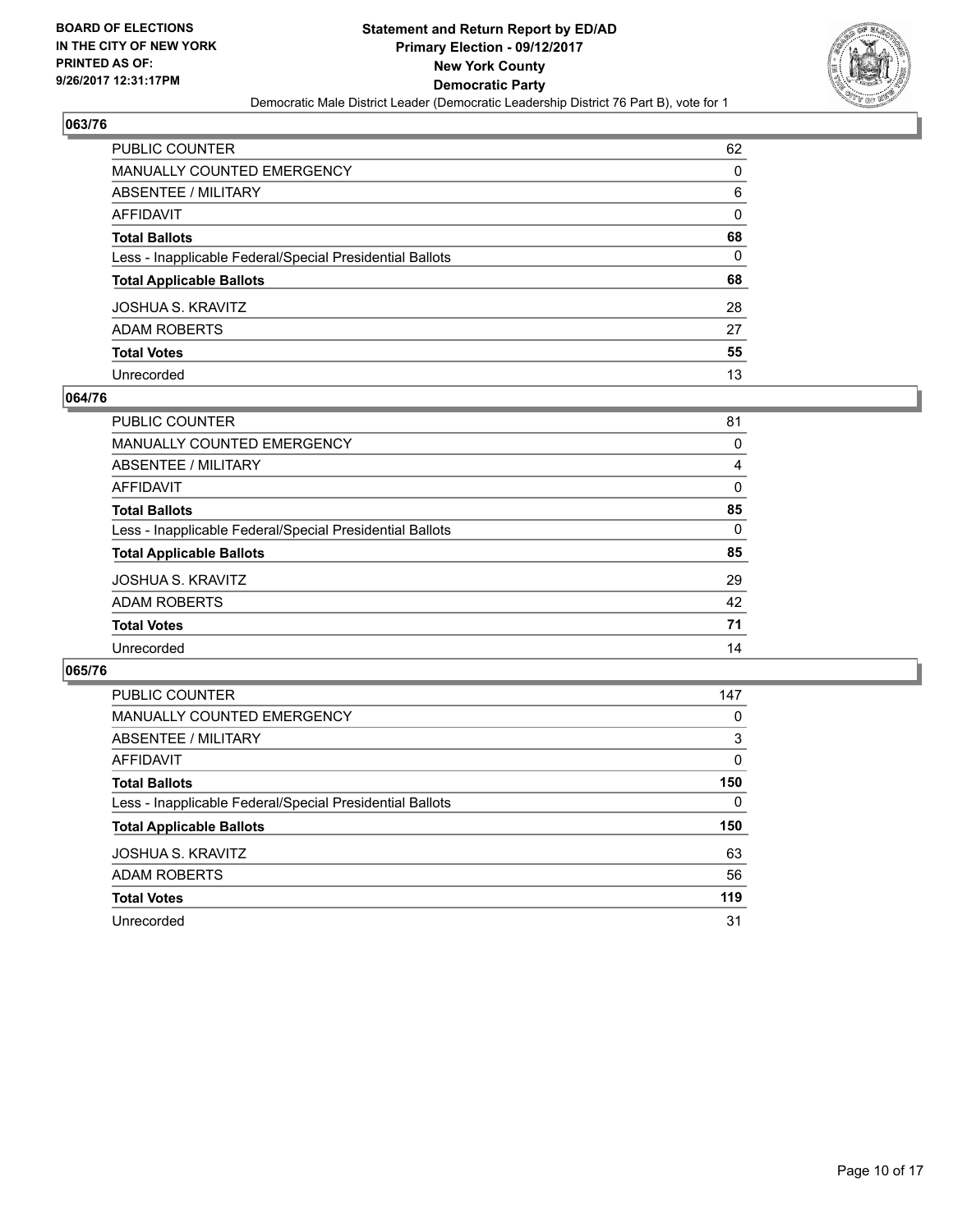**BOARD OF ELECTIONS IN THE CITY OF NEW YORK PRINTED AS OF: 9/26/2017 12:31:17PM**

**Statement and Return Report by ED/AD Primary Election - 09/12/2017 New York County Democratic Party**

Democratic Male District Leader (Democratic Leadership District 76 Part B), vote for 1

## 063/76

| | |
|---|---|
| PUBLIC COUNTER | 62 |
| MANUALLY COUNTED EMERGENCY | 0 |
| ABSENTEE / MILITARY | 6 |
| AFFIDAVIT | 0 |
| **Total Ballots** | **68** |
| Less - Inapplicable Federal/Special Presidential Ballots | 0 |
| **Total Applicable Ballots** | **68** |
| JOSHUA S. KRAVITZ | 28 |
| ADAM ROBERTS | 27 |
| **Total Votes** | **55** |
| Unrecorded | 13 |

## 064/76

| | |
|---|---|
| PUBLIC COUNTER | 81 |
| MANUALLY COUNTED EMERGENCY | 0 |
| ABSENTEE / MILITARY | 4 |
| AFFIDAVIT | 0 |
| **Total Ballots** | **85** |
| Less - Inapplicable Federal/Special Presidential Ballots | 0 |
| **Total Applicable Ballots** | **85** |
| JOSHUA S. KRAVITZ | 29 |
| ADAM ROBERTS | 42 |
| **Total Votes** | **71** |
| Unrecorded | 14 |

## 065/76

| | |
|---|---|
| PUBLIC COUNTER | 147 |
| MANUALLY COUNTED EMERGENCY | 0 |
| ABSENTEE / MILITARY | 3 |
| AFFIDAVIT | 0 |
| **Total Ballots** | **150** |
| Less - Inapplicable Federal/Special Presidential Ballots | 0 |
| **Total Applicable Ballots** | **150** |
| JOSHUA S. KRAVITZ | 63 |
| ADAM ROBERTS | 56 |
| **Total Votes** | **119** |
| Unrecorded | 31 |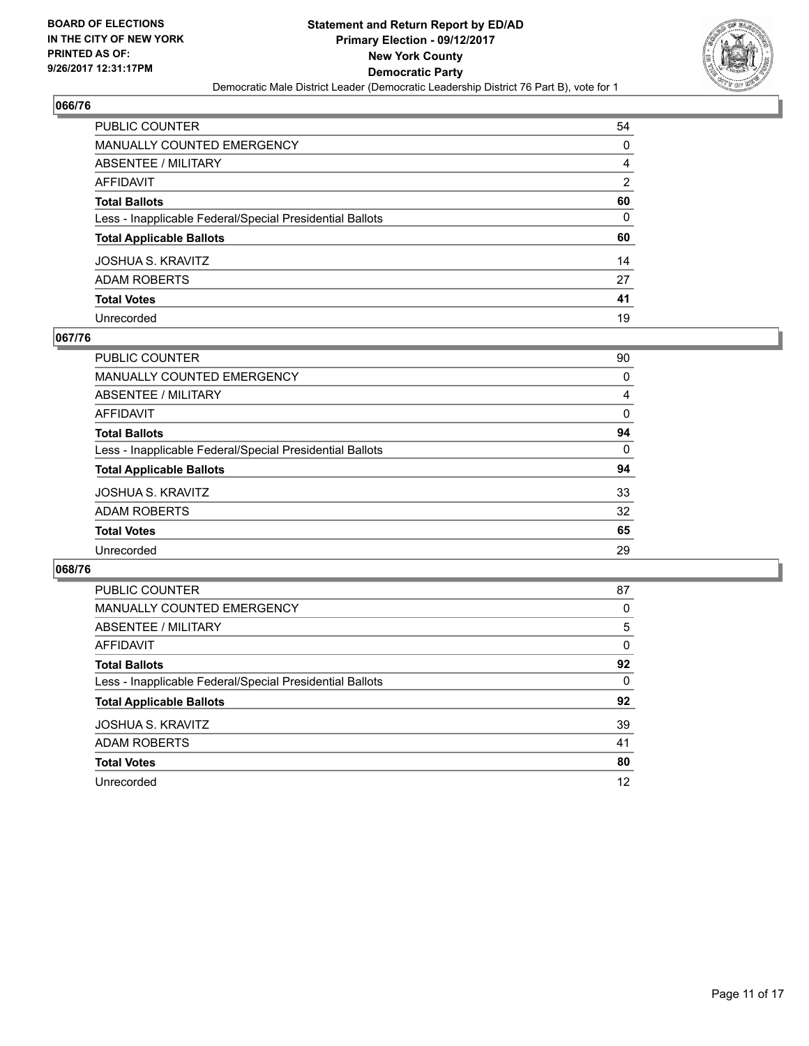BOARD OF ELECTIONS
IN THE CITY OF NEW YORK
PRINTED AS OF:
9/26/2017 12:31:17PM

**Statement and Return Report by ED/AD**
**Primary Election - 09/12/2017**
**New York County**
**Democratic Party**
Democratic Male District Leader (Democratic Leadership District 76 Part B), vote for 1

## 066/76

| | |
|---|---|
| PUBLIC COUNTER | 54 |
| MANUALLY COUNTED EMERGENCY | 0 |
| ABSENTEE / MILITARY | 4 |
| AFFIDAVIT | 2 |
| **Total Ballots** | **60** |
| Less - Inapplicable Federal/Special Presidential Ballots | 0 |
| **Total Applicable Ballots** | **60** |
| JOSHUA S. KRAVITZ | 14 |
| ADAM ROBERTS | 27 |
| **Total Votes** | **41** |
| Unrecorded | 19 |

## 067/76

| | |
|---|---|
| PUBLIC COUNTER | 90 |
| MANUALLY COUNTED EMERGENCY | 0 |
| ABSENTEE / MILITARY | 4 |
| AFFIDAVIT | 0 |
| **Total Ballots** | **94** |
| Less - Inapplicable Federal/Special Presidential Ballots | 0 |
| **Total Applicable Ballots** | **94** |
| JOSHUA S. KRAVITZ | 33 |
| ADAM ROBERTS | 32 |
| **Total Votes** | **65** |
| Unrecorded | 29 |

## 068/76

| | |
|---|---|
| PUBLIC COUNTER | 87 |
| MANUALLY COUNTED EMERGENCY | 0 |
| ABSENTEE / MILITARY | 5 |
| AFFIDAVIT | 0 |
| **Total Ballots** | **92** |
| Less - Inapplicable Federal/Special Presidential Ballots | 0 |
| **Total Applicable Ballots** | **92** |
| JOSHUA S. KRAVITZ | 39 |
| ADAM ROBERTS | 41 |
| **Total Votes** | **80** |
| Unrecorded | 12 |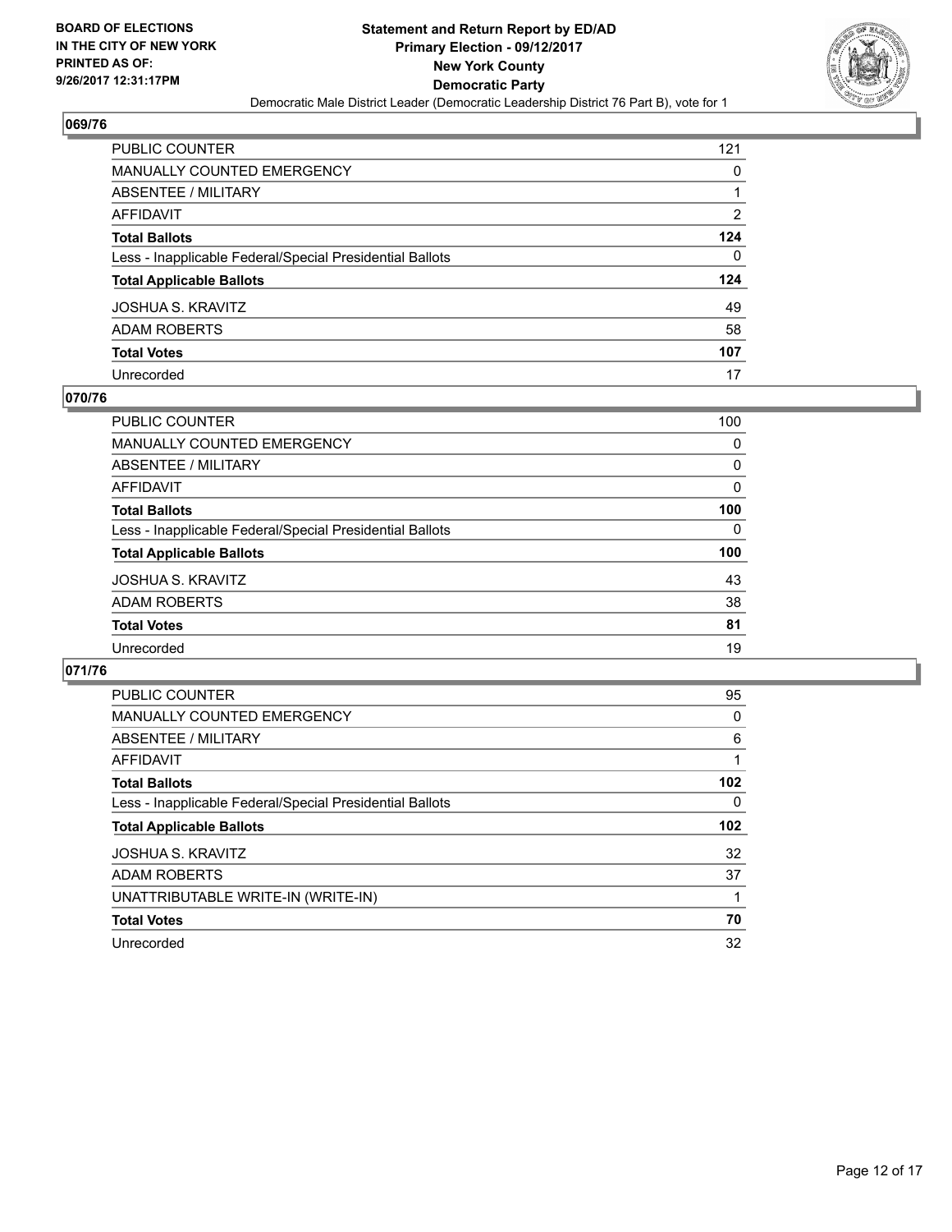BOARD OF ELECTIONS
IN THE CITY OF NEW YORK
PRINTED AS OF:
9/26/2017 12:31:17PM

**Statement and Return Report by ED/AD**
**Primary Election - 09/12/2017**
**New York County**
**Democratic Party**
Democratic Male District Leader (Democratic Leadership District 76 Part B), vote for 1

## 069/76

| | |
|---|---|
| PUBLIC COUNTER | 121 |
| MANUALLY COUNTED EMERGENCY | 0 |
| ABSENTEE / MILITARY | 1 |
| AFFIDAVIT | 2 |
| **Total Ballots** | **124** |
| Less - Inapplicable Federal/Special Presidential Ballots | 0 |
| **Total Applicable Ballots** | **124** |
| JOSHUA S. KRAVITZ | 49 |
| ADAM ROBERTS | 58 |
| **Total Votes** | **107** |
| Unrecorded | 17 |

## 070/76

| | |
|---|---|
| PUBLIC COUNTER | 100 |
| MANUALLY COUNTED EMERGENCY | 0 |
| ABSENTEE / MILITARY | 0 |
| AFFIDAVIT | 0 |
| **Total Ballots** | **100** |
| Less - Inapplicable Federal/Special Presidential Ballots | 0 |
| **Total Applicable Ballots** | **100** |
| JOSHUA S. KRAVITZ | 43 |
| ADAM ROBERTS | 38 |
| **Total Votes** | **81** |
| Unrecorded | 19 |

## 071/76

| | |
|---|---|
| PUBLIC COUNTER | 95 |
| MANUALLY COUNTED EMERGENCY | 0 |
| ABSENTEE / MILITARY | 6 |
| AFFIDAVIT | 1 |
| **Total Ballots** | **102** |
| Less - Inapplicable Federal/Special Presidential Ballots | 0 |
| **Total Applicable Ballots** | **102** |
| JOSHUA S. KRAVITZ | 32 |
| ADAM ROBERTS | 37 |
| UNATTRIBUTABLE WRITE-IN (WRITE-IN) | 1 |
| **Total Votes** | **70** |
| Unrecorded | 32 |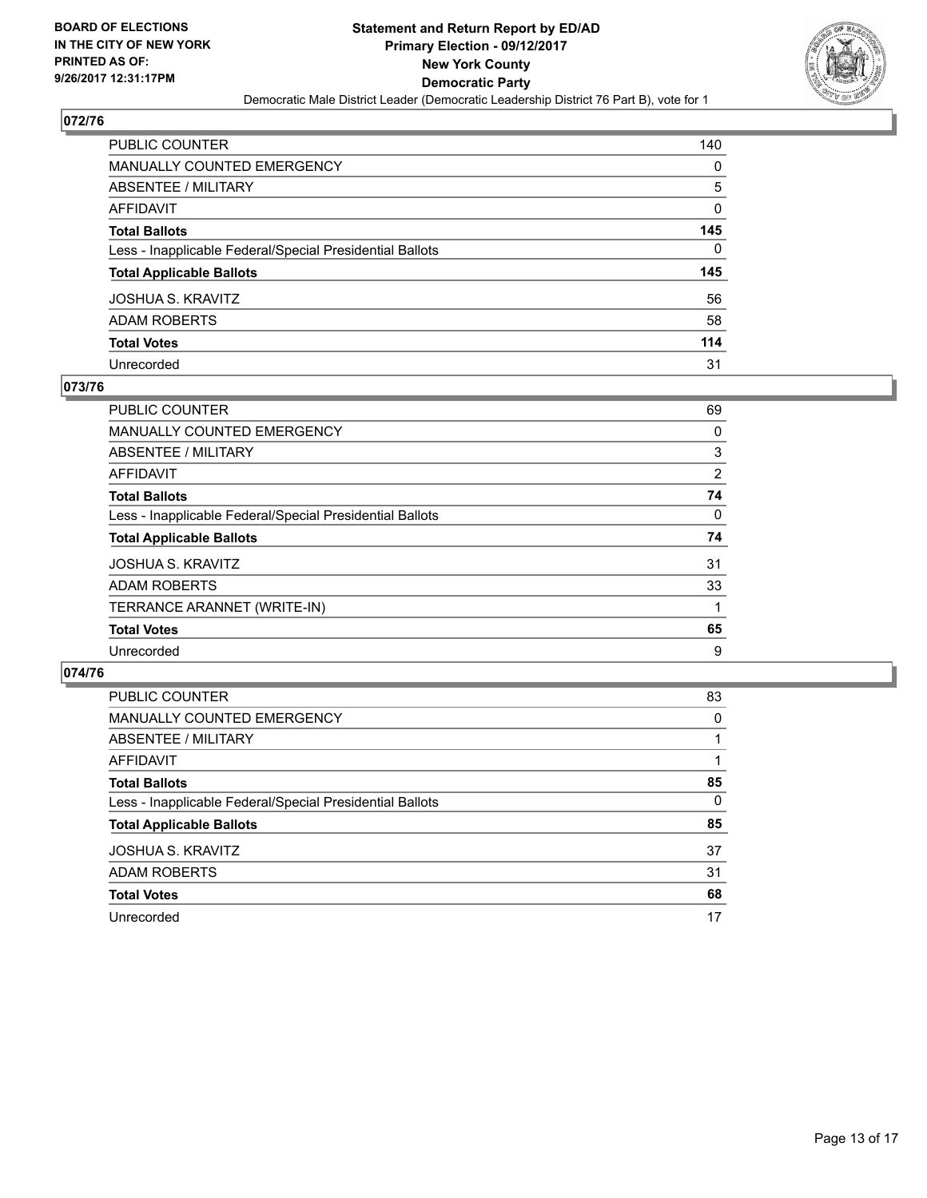BOARD OF ELECTIONS
IN THE CITY OF NEW YORK
PRINTED AS OF:
9/26/2017 12:31:17PM

**Statement and Return Report by ED/AD**
**Primary Election - 09/12/2017**
**New York County**
**Democratic Party**
Democratic Male District Leader (Democratic Leadership District 76 Part B), vote for 1

## 072/76

| | |
|---|---|
| PUBLIC COUNTER | 140 |
| MANUALLY COUNTED EMERGENCY | 0 |
| ABSENTEE / MILITARY | 5 |
| AFFIDAVIT | 0 |
| **Total Ballots** | **145** |
| Less - Inapplicable Federal/Special Presidential Ballots | 0 |
| **Total Applicable Ballots** | **145** |
| JOSHUA S. KRAVITZ | 56 |
| ADAM ROBERTS | 58 |
| **Total Votes** | **114** |
| Unrecorded | 31 |

## 073/76

| | |
|---|---|
| PUBLIC COUNTER | 69 |
| MANUALLY COUNTED EMERGENCY | 0 |
| ABSENTEE / MILITARY | 3 |
| AFFIDAVIT | 2 |
| **Total Ballots** | **74** |
| Less - Inapplicable Federal/Special Presidential Ballots | 0 |
| **Total Applicable Ballots** | **74** |
| JOSHUA S. KRAVITZ | 31 |
| ADAM ROBERTS | 33 |
| TERRANCE ARANNET (WRITE-IN) | 1 |
| **Total Votes** | **65** |
| Unrecorded | 9 |

## 074/76

| | |
|---|---|
| PUBLIC COUNTER | 83 |
| MANUALLY COUNTED EMERGENCY | 0 |
| ABSENTEE / MILITARY | 1 |
| AFFIDAVIT | 1 |
| **Total Ballots** | **85** |
| Less - Inapplicable Federal/Special Presidential Ballots | 0 |
| **Total Applicable Ballots** | **85** |
| JOSHUA S. KRAVITZ | 37 |
| ADAM ROBERTS | 31 |
| **Total Votes** | **68** |
| Unrecorded | 17 |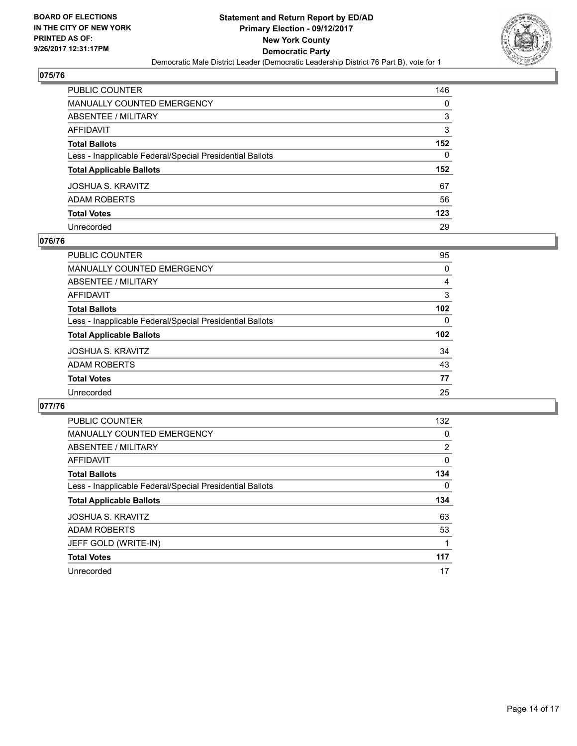BOARD OF ELECTIONS
IN THE CITY OF NEW YORK
PRINTED AS OF:
9/26/2017 12:31:17PM

**Statement and Return Report by ED/AD**
**Primary Election - 09/12/2017**
**New York County**
**Democratic Party**
Democratic Male District Leader (Democratic Leadership District 76 Part B), vote for 1

## 075/76

| | |
|---|---|
| PUBLIC COUNTER | 146 |
| MANUALLY COUNTED EMERGENCY | 0 |
| ABSENTEE / MILITARY | 3 |
| AFFIDAVIT | 3 |
| **Total Ballots** | **152** |
| Less - Inapplicable Federal/Special Presidential Ballots | 0 |
| **Total Applicable Ballots** | **152** |
| JOSHUA S. KRAVITZ | 67 |
| ADAM ROBERTS | 56 |
| **Total Votes** | **123** |
| Unrecorded | 29 |

## 076/76

| | |
|---|---|
| PUBLIC COUNTER | 95 |
| MANUALLY COUNTED EMERGENCY | 0 |
| ABSENTEE / MILITARY | 4 |
| AFFIDAVIT | 3 |
| **Total Ballots** | **102** |
| Less - Inapplicable Federal/Special Presidential Ballots | 0 |
| **Total Applicable Ballots** | **102** |
| JOSHUA S. KRAVITZ | 34 |
| ADAM ROBERTS | 43 |
| **Total Votes** | **77** |
| Unrecorded | 25 |

## 077/76

| | |
|---|---|
| PUBLIC COUNTER | 132 |
| MANUALLY COUNTED EMERGENCY | 0 |
| ABSENTEE / MILITARY | 2 |
| AFFIDAVIT | 0 |
| **Total Ballots** | **134** |
| Less - Inapplicable Federal/Special Presidential Ballots | 0 |
| **Total Applicable Ballots** | **134** |
| JOSHUA S. KRAVITZ | 63 |
| ADAM ROBERTS | 53 |
| JEFF GOLD (WRITE-IN) | 1 |
| **Total Votes** | **117** |
| Unrecorded | 17 |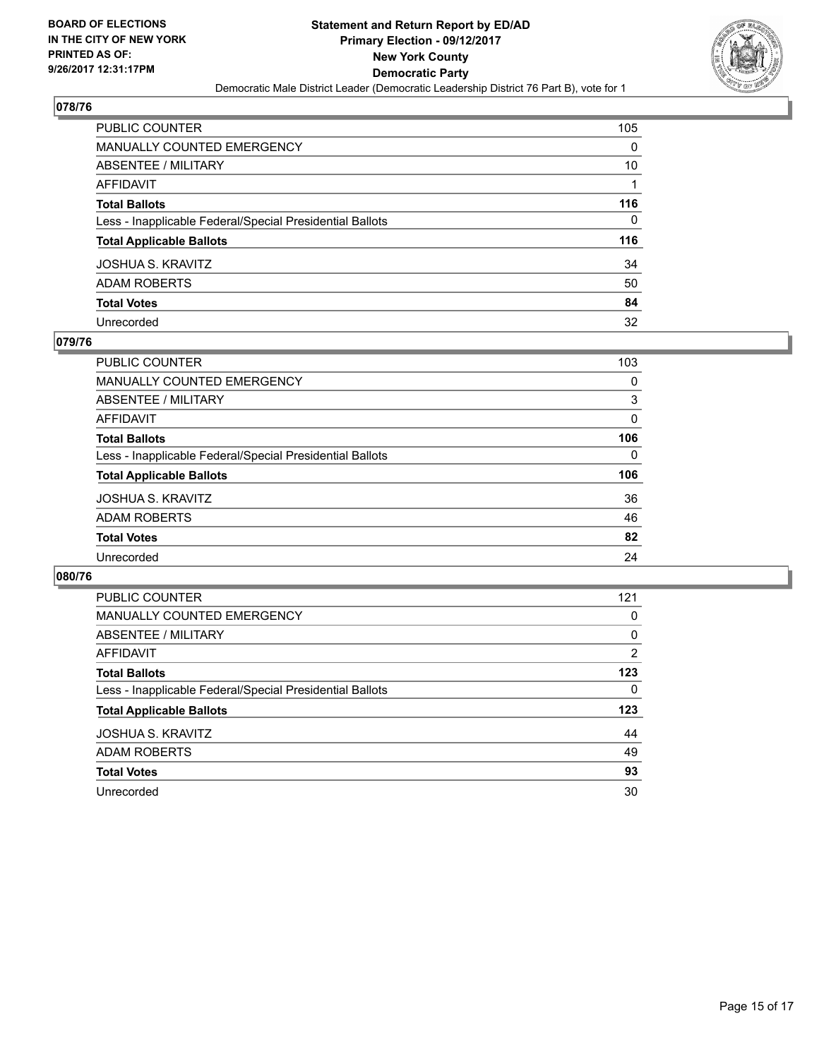**BOARD OF ELECTIONS IN THE CITY OF NEW YORK PRINTED AS OF: 9/26/2017 12:31:17PM**

**Statement and Return Report by ED/AD Primary Election - 09/12/2017 New York County Democratic Party**

Democratic Male District Leader (Democratic Leadership District 76 Part B), vote for 1

## 078/76

| | |
|---|---|
| PUBLIC COUNTER | 105 |
| MANUALLY COUNTED EMERGENCY | 0 |
| ABSENTEE / MILITARY | 10 |
| AFFIDAVIT | 1 |
| **Total Ballots** | **116** |
| Less - Inapplicable Federal/Special Presidential Ballots | 0 |
| **Total Applicable Ballots** | **116** |
| JOSHUA S. KRAVITZ | 34 |
| ADAM ROBERTS | 50 |
| **Total Votes** | **84** |
| Unrecorded | 32 |

## 079/76

| | |
|---|---|
| PUBLIC COUNTER | 103 |
| MANUALLY COUNTED EMERGENCY | 0 |
| ABSENTEE / MILITARY | 3 |
| AFFIDAVIT | 0 |
| **Total Ballots** | **106** |
| Less - Inapplicable Federal/Special Presidential Ballots | 0 |
| **Total Applicable Ballots** | **106** |
| JOSHUA S. KRAVITZ | 36 |
| ADAM ROBERTS | 46 |
| **Total Votes** | **82** |
| Unrecorded | 24 |

## 080/76

| | |
|---|---|
| PUBLIC COUNTER | 121 |
| MANUALLY COUNTED EMERGENCY | 0 |
| ABSENTEE / MILITARY | 0 |
| AFFIDAVIT | 2 |
| **Total Ballots** | **123** |
| Less - Inapplicable Federal/Special Presidential Ballots | 0 |
| **Total Applicable Ballots** | **123** |
| JOSHUA S. KRAVITZ | 44 |
| ADAM ROBERTS | 49 |
| **Total Votes** | **93** |
| Unrecorded | 30 |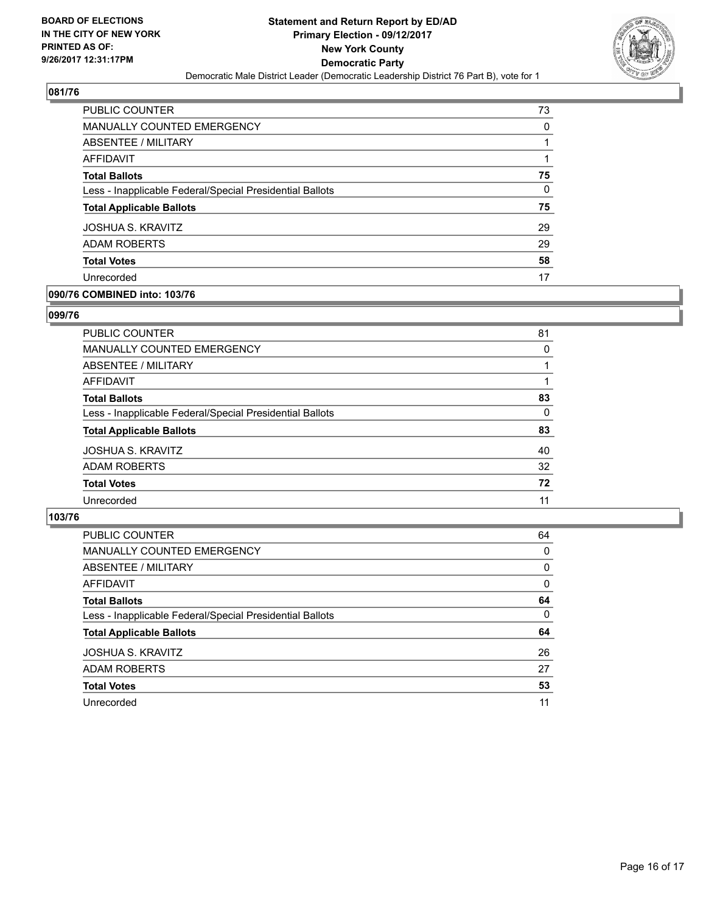**BOARD OF ELECTIONS IN THE CITY OF NEW YORK PRINTED AS OF: 9/26/2017 12:31:17PM**

**Statement and Return Report by ED/AD Primary Election - 09/12/2017 New York County Democratic Party**

Democratic Male District Leader (Democratic Leadership District 76 Part B), vote for 1

## 081/76

| | |
|---|---|
| PUBLIC COUNTER | 73 |
| MANUALLY COUNTED EMERGENCY | 0 |
| ABSENTEE / MILITARY | 1 |
| AFFIDAVIT | 1 |
| **Total Ballots** | **75** |
| Less - Inapplicable Federal/Special Presidential Ballots | 0 |
| **Total Applicable Ballots** | **75** |
| JOSHUA S. KRAVITZ | 29 |
| ADAM ROBERTS | 29 |
| **Total Votes** | **58** |
| Unrecorded | 17 |

## 090/76 COMBINED into: 103/76

## 099/76

| | |
|---|---|
| PUBLIC COUNTER | 81 |
| MANUALLY COUNTED EMERGENCY | 0 |
| ABSENTEE / MILITARY | 1 |
| AFFIDAVIT | 1 |
| **Total Ballots** | **83** |
| Less - Inapplicable Federal/Special Presidential Ballots | 0 |
| **Total Applicable Ballots** | **83** |
| JOSHUA S. KRAVITZ | 40 |
| ADAM ROBERTS | 32 |
| **Total Votes** | **72** |
| Unrecorded | 11 |

## 103/76

| | |
|---|---|
| PUBLIC COUNTER | 64 |
| MANUALLY COUNTED EMERGENCY | 0 |
| ABSENTEE / MILITARY | 0 |
| AFFIDAVIT | 0 |
| **Total Ballots** | **64** |
| Less - Inapplicable Federal/Special Presidential Ballots | 0 |
| **Total Applicable Ballots** | **64** |
| JOSHUA S. KRAVITZ | 26 |
| ADAM ROBERTS | 27 |
| **Total Votes** | **53** |
| Unrecorded | 11 |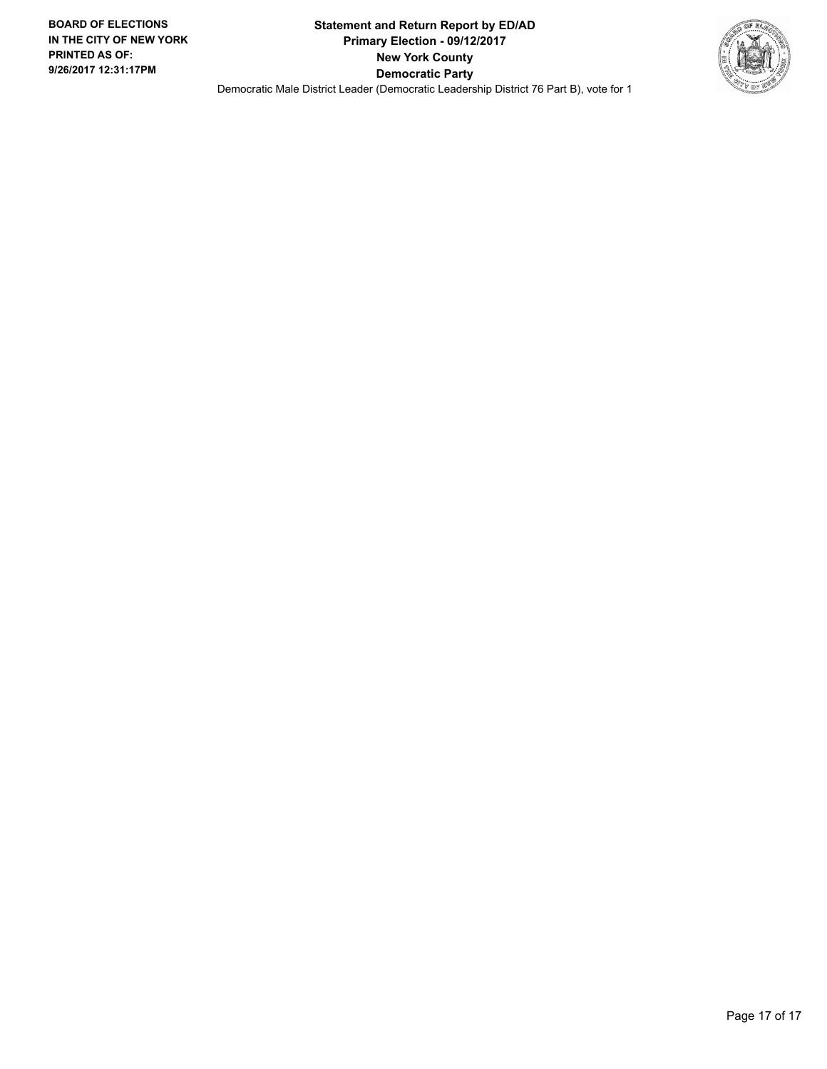**BOARD OF ELECTIONS**
**IN THE CITY OF NEW YORK**
**PRINTED AS OF:**
**9/26/2017 12:31:17PM**

**Statement and Return Report by ED/AD**
**Primary Election - 09/12/2017**
**New York County**
**Democratic Party**

Democratic Male District Leader (Democratic Leadership District 76 Part B), vote for 1